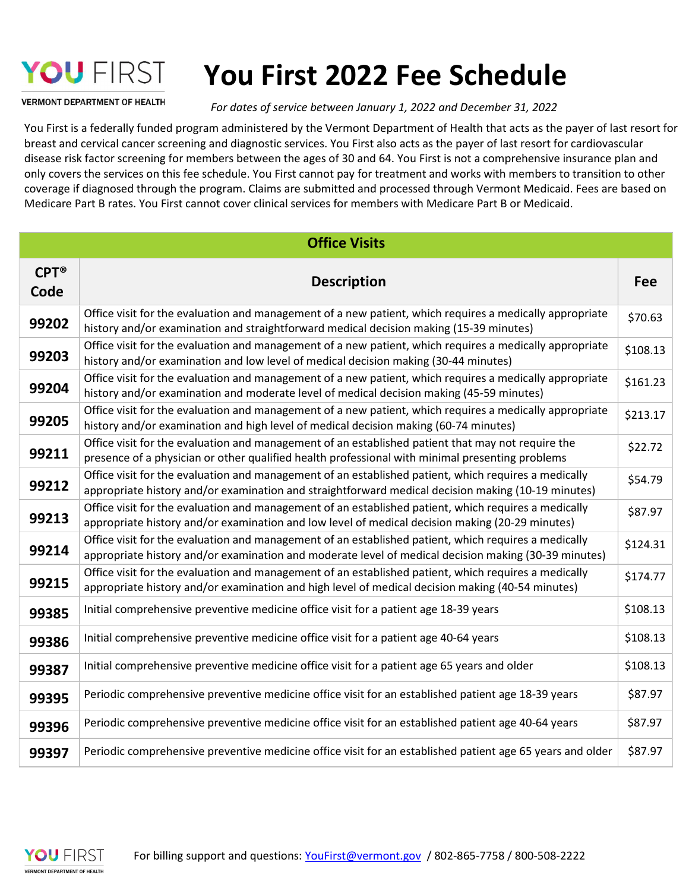YOU FIRST

VERMONT DEPARTMENT OF HEALTH

# You First 2022 Fee Schedule

*For dates of service between January 1, 2022 and December 31, 2022*

You First is a federally funded program administered by the Vermont Department of Health that acts as the payer of last resort for breast and cervical cancer screening and diagnostic services. You First also acts as the payer of last resort for cardiovascular disease risk factor screening for members between the ages of 30 and 64. You First is not a comprehensive insurance plan and only covers the services on this fee schedule. You First cannot pay for treatment and works with members to transition to other coverage if diagnosed through the program. Claims are submitted and processed through Vermont Medicaid. Fees are based on Medicare Part B rates. You First cannot cover clinical services for members with Medicare Part B or Medicaid.

| Office Visits | | |
|---|---|---|
| **CPT® Code** | **Description** | **Fee** |
| **99202** | Office visit for the evaluation and management of a new patient, which requires a medically appropriate history and/or examination and straightforward medical decision making (15-39 minutes) | $70.63 |
| **99203** | Office visit for the evaluation and management of a new patient, which requires a medically appropriate history and/or examination and low level of medical decision making (30-44 minutes) | $108.13 |
| **99204** | Office visit for the evaluation and management of a new patient, which requires a medically appropriate history and/or examination and moderate level of medical decision making (45-59 minutes) | $161.23 |
| **99205** | Office visit for the evaluation and management of a new patient, which requires a medically appropriate history and/or examination and high level of medical decision making (60-74 minutes) | $213.17 |
| **99211** | Office visit for the evaluation and management of an established patient that may not require the presence of a physician or other qualified health professional with minimal presenting problems | $22.72 |
| **99212** | Office visit for the evaluation and management of an established patient, which requires a medically appropriate history and/or examination and straightforward medical decision making (10-19 minutes) | $54.79 |
| **99213** | Office visit for the evaluation and management of an established patient, which requires a medically appropriate history and/or examination and low level of medical decision making (20-29 minutes) | $87.97 |
| **99214** | Office visit for the evaluation and management of an established patient, which requires a medically appropriate history and/or examination and moderate level of medical decision making (30-39 minutes) | $124.31 |
| **99215** | Office visit for the evaluation and management of an established patient, which requires a medically appropriate history and/or examination and high level of medical decision making (40-54 minutes) | $174.77 |
| **99385** | Initial comprehensive preventive medicine office visit for a patient age 18-39 years | $108.13 |
| **99386** | Initial comprehensive preventive medicine office visit for a patient age 40-64 years | $108.13 |
| **99387** | Initial comprehensive preventive medicine office visit for a patient age 65 years and older | $108.13 |
| **99395** | Periodic comprehensive preventive medicine office visit for an established patient age 18-39 years | $87.97 |
| **99396** | Periodic comprehensive preventive medicine office visit for an established patient age 40-64 years | $87.97 |
| **99397** | Periodic comprehensive preventive medicine office visit for an established patient age 65 years and older | $87.97 |

For billing support and questions: YouFirst@vermont.gov / 802-865-7758 / 800-508-2222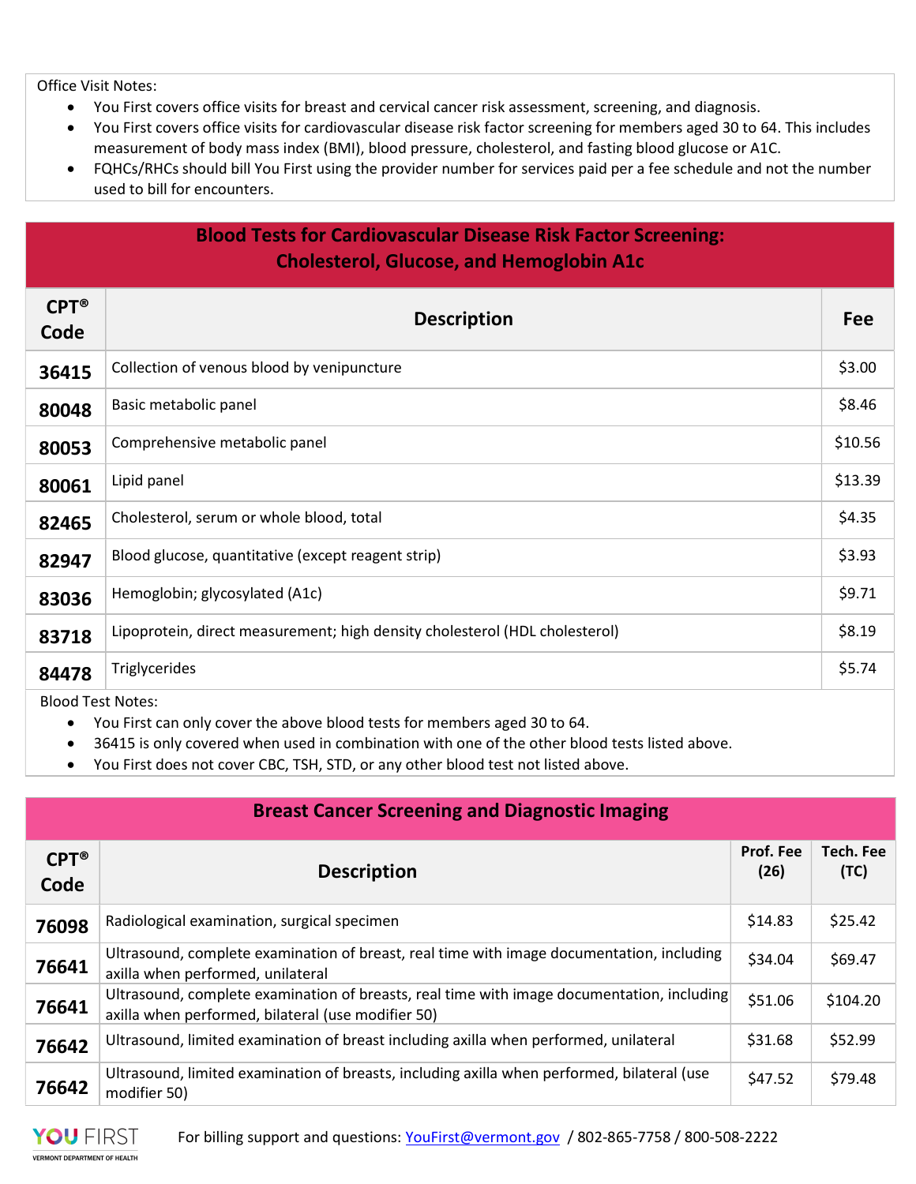Office Visit Notes:

- You First covers office visits for breast and cervical cancer risk assessment, screening, and diagnosis.
- You First covers office visits for cardiovascular disease risk factor screening for members aged 30 to 64. This includes measurement of body mass index (BMI), blood pressure, cholesterol, and fasting blood glucose or A1C.
- FQHCs/RHCs should bill You First using the provider number for services paid per a fee schedule and not the number used to bill for encounters.

## Blood Tests for Cardiovascular Disease Risk Factor Screening: Cholesterol, Glucose, and Hemoglobin A1c

| CPT® Code | Description | Fee |
|---|---|---|
| 36415 | Collection of venous blood by venipuncture | $3.00 |
| 80048 | Basic metabolic panel | $8.46 |
| 80053 | Comprehensive metabolic panel | $10.56 |
| 80061 | Lipid panel | $13.39 |
| 82465 | Cholesterol, serum or whole blood, total | $4.35 |
| 82947 | Blood glucose, quantitative (except reagent strip) | $3.93 |
| 83036 | Hemoglobin; glycosylated (A1c) | $9.71 |
| 83718 | Lipoprotein, direct measurement; high density cholesterol (HDL cholesterol) | $8.19 |
| 84478 | Triglycerides | $5.74 |

Blood Test Notes:

- You First can only cover the above blood tests for members aged 30 to 64.
- 36415 is only covered when used in combination with one of the other blood tests listed above.
- You First does not cover CBC, TSH, STD, or any other blood test not listed above.

## Breast Cancer Screening and Diagnostic Imaging

| CPT® Code | Description | Prof. Fee (26) | Tech. Fee (TC) |
|---|---|---|---|
| 76098 | Radiological examination, surgical specimen | $14.83 | $25.42 |
| 76641 | Ultrasound, complete examination of breast, real time with image documentation, including axilla when performed, unilateral | $34.04 | $69.47 |
| 76641 | Ultrasound, complete examination of breasts, real time with image documentation, including axilla when performed, bilateral (use modifier 50) | $51.06 | $104.20 |
| 76642 | Ultrasound, limited examination of breast including axilla when performed, unilateral | $31.68 | $52.99 |
| 76642 | Ultrasound, limited examination of breasts, including axilla when performed, bilateral (use modifier 50) | $47.52 | $79.48 |

For billing support and questions: YouFirst@vermont.gov / 802-865-7758 / 800-508-2222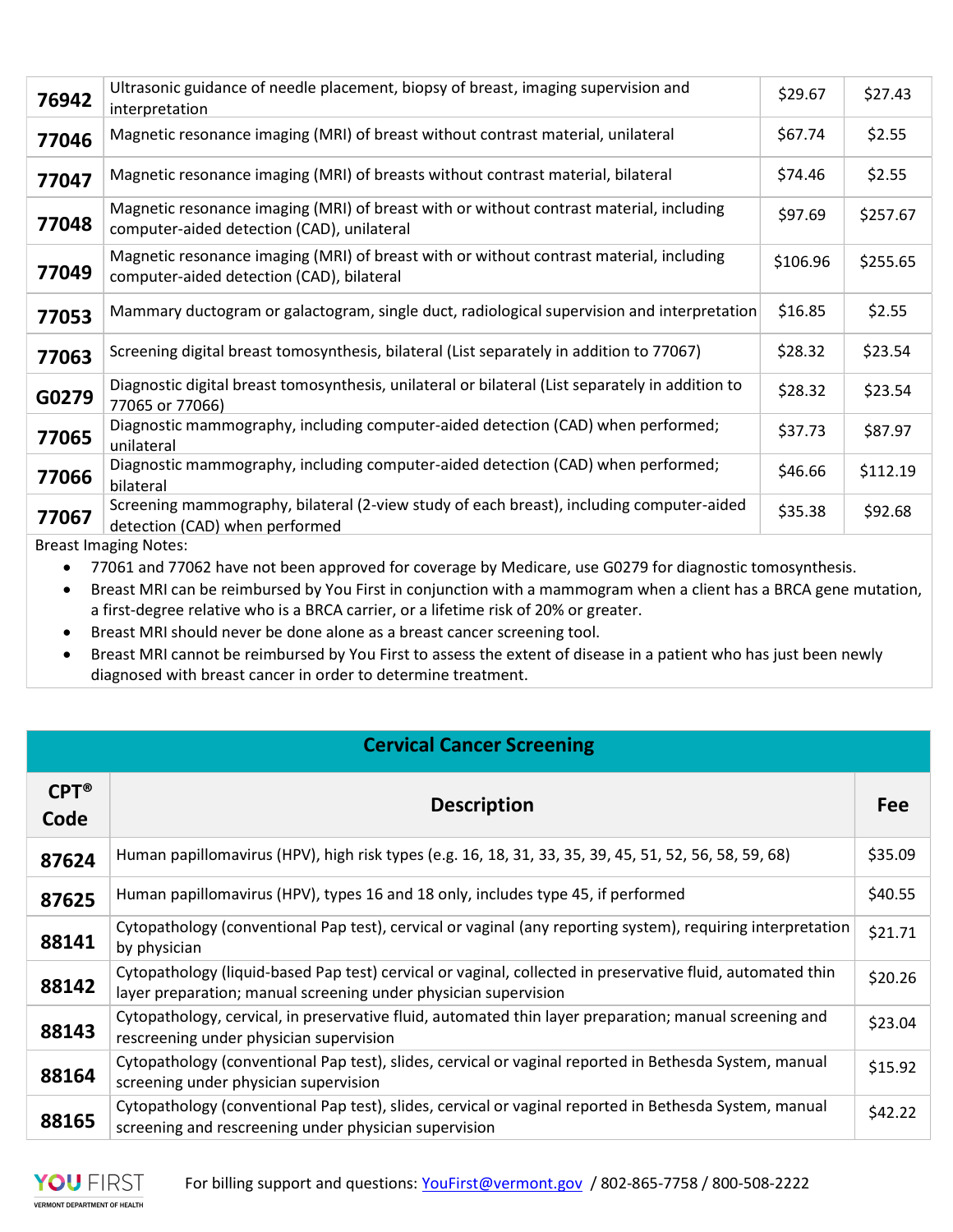| | | | |
|---|---|---|---|
| 76942 | Ultrasonic guidance of needle placement, biopsy of breast, imaging supervision and interpretation | $29.67 | $27.43 |
| 77046 | Magnetic resonance imaging (MRI) of breast without contrast material, unilateral | $67.74 | $2.55 |
| 77047 | Magnetic resonance imaging (MRI) of breasts without contrast material, bilateral | $74.46 | $2.55 |
| 77048 | Magnetic resonance imaging (MRI) of breast with or without contrast material, including computer-aided detection (CAD), unilateral | $97.69 | $257.67 |
| 77049 | Magnetic resonance imaging (MRI) of breast with or without contrast material, including computer-aided detection (CAD), bilateral | $106.96 | $255.65 |
| 77053 | Mammary ductogram or galactogram, single duct, radiological supervision and interpretation | $16.85 | $2.55 |
| 77063 | Screening digital breast tomosynthesis, bilateral (List separately in addition to 77067) | $28.32 | $23.54 |
| G0279 | Diagnostic digital breast tomosynthesis, unilateral or bilateral (List separately in addition to 77065 or 77066) | $28.32 | $23.54 |
| 77065 | Diagnostic mammography, including computer-aided detection (CAD) when performed; unilateral | $37.73 | $87.97 |
| 77066 | Diagnostic mammography, including computer-aided detection (CAD) when performed; bilateral | $46.66 | $112.19 |
| 77067 | Screening mammography, bilateral (2-view study of each breast), including computer-aided detection (CAD) when performed | $35.38 | $92.68 |

Breast Imaging Notes:

- 77061 and 77062 have not been approved for coverage by Medicare, use G0279 for diagnostic tomosynthesis.
- Breast MRI can be reimbursed by You First in conjunction with a mammogram when a client has a BRCA gene mutation, a first-degree relative who is a BRCA carrier, or a lifetime risk of 20% or greater.
- Breast MRI should never be done alone as a breast cancer screening tool.
- Breast MRI cannot be reimbursed by You First to assess the extent of disease in a patient who has just been newly diagnosed with breast cancer in order to determine treatment.

## Cervical Cancer Screening

| CPT® Code | Description | Fee |
|---|---|---|
| 87624 | Human papillomavirus (HPV), high risk types (e.g. 16, 18, 31, 33, 35, 39, 45, 51, 52, 56, 58, 59, 68) | $35.09 |
| 87625 | Human papillomavirus (HPV), types 16 and 18 only, includes type 45, if performed | $40.55 |
| 88141 | Cytopathology (conventional Pap test), cervical or vaginal (any reporting system), requiring interpretation by physician | $21.71 |
| 88142 | Cytopathology (liquid-based Pap test) cervical or vaginal, collected in preservative fluid, automated thin layer preparation; manual screening under physician supervision | $20.26 |
| 88143 | Cytopathology, cervical, in preservative fluid, automated thin layer preparation; manual screening and rescreening under physician supervision | $23.04 |
| 88164 | Cytopathology (conventional Pap test), slides, cervical or vaginal reported in Bethesda System, manual screening under physician supervision | $15.92 |
| 88165 | Cytopathology (conventional Pap test), slides, cervical or vaginal reported in Bethesda System, manual screening and rescreening under physician supervision | $42.22 |

For billing support and questions: YouFirst@vermont.gov / 802-865-7758 / 800-508-2222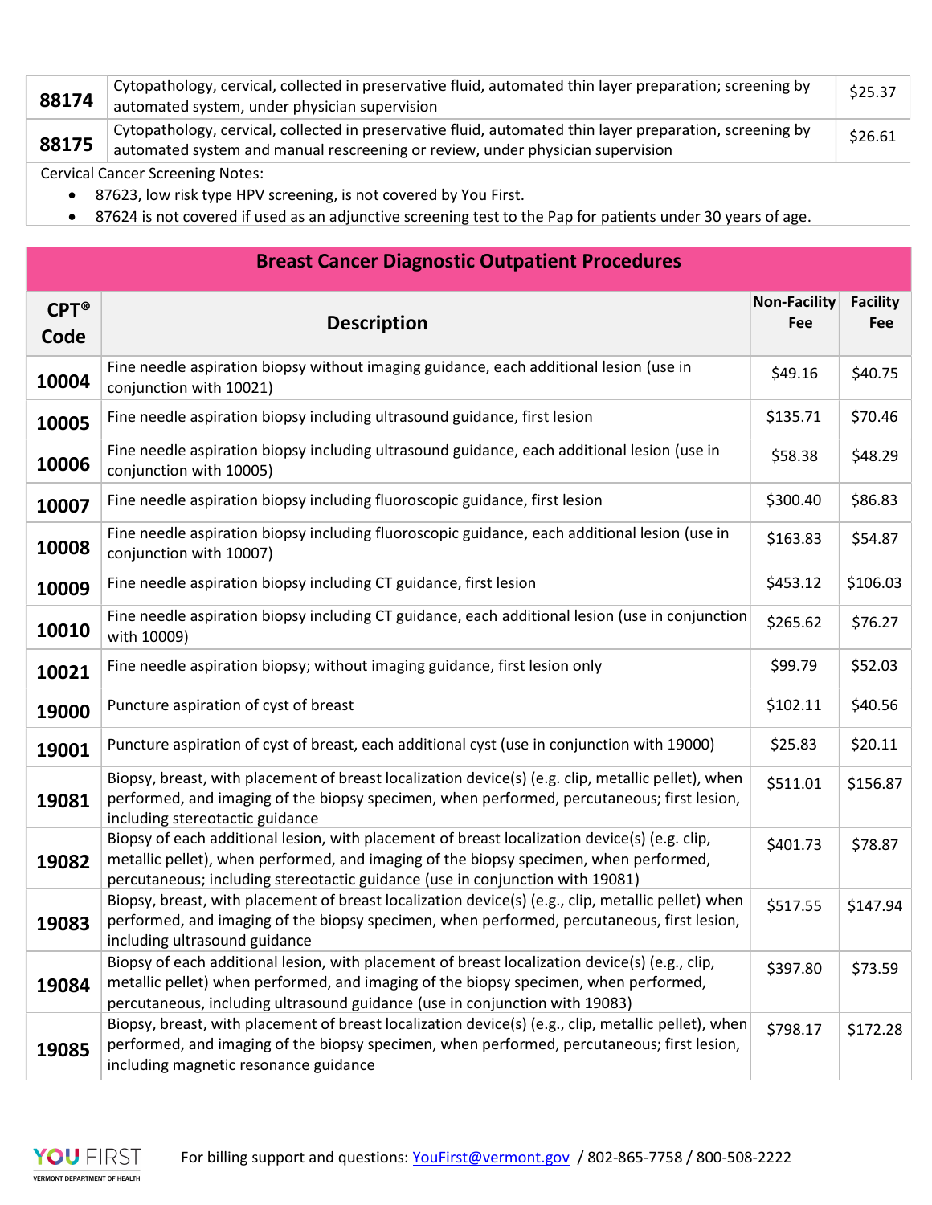| | | |
|---|---|---|
| 88174 | Cytopathology, cervical, collected in preservative fluid, automated thin layer preparation; screening by automated system, under physician supervision | $25.37 |
| 88175 | Cytopathology, cervical, collected in preservative fluid, automated thin layer preparation, screening by automated system and manual rescreening or review, under physician supervision | $26.61 |

Cervical Cancer Screening Notes:

- 87623, low risk type HPV screening, is not covered by You First.
- 87624 is not covered if used as an adjunctive screening test to the Pap for patients under 30 years of age.

## Breast Cancer Diagnostic Outpatient Procedures

| CPT® Code | Description | Non-Facility Fee | Facility Fee |
|---|---|---|---|
| 10004 | Fine needle aspiration biopsy without imaging guidance, each additional lesion (use in conjunction with 10021) | $49.16 | $40.75 |
| 10005 | Fine needle aspiration biopsy including ultrasound guidance, first lesion | $135.71 | $70.46 |
| 10006 | Fine needle aspiration biopsy including ultrasound guidance, each additional lesion (use in conjunction with 10005) | $58.38 | $48.29 |
| 10007 | Fine needle aspiration biopsy including fluoroscopic guidance, first lesion | $300.40 | $86.83 |
| 10008 | Fine needle aspiration biopsy including fluoroscopic guidance, each additional lesion (use in conjunction with 10007) | $163.83 | $54.87 |
| 10009 | Fine needle aspiration biopsy including CT guidance, first lesion | $453.12 | $106.03 |
| 10010 | Fine needle aspiration biopsy including CT guidance, each additional lesion (use in conjunction with 10009) | $265.62 | $76.27 |
| 10021 | Fine needle aspiration biopsy; without imaging guidance, first lesion only | $99.79 | $52.03 |
| 19000 | Puncture aspiration of cyst of breast | $102.11 | $40.56 |
| 19001 | Puncture aspiration of cyst of breast, each additional cyst (use in conjunction with 19000) | $25.83 | $20.11 |
| 19081 | Biopsy, breast, with placement of breast localization device(s) (e.g. clip, metallic pellet), when performed, and imaging of the biopsy specimen, when performed, percutaneous; first lesion, including stereotactic guidance | $511.01 | $156.87 |
| 19082 | Biopsy of each additional lesion, with placement of breast localization device(s) (e.g. clip, metallic pellet), when performed, and imaging of the biopsy specimen, when performed, percutaneous; including stereotactic guidance (use in conjunction with 19081) | $401.73 | $78.87 |
| 19083 | Biopsy, breast, with placement of breast localization device(s) (e.g., clip, metallic pellet) when performed, and imaging of the biopsy specimen, when performed, percutaneous, first lesion, including ultrasound guidance | $517.55 | $147.94 |
| 19084 | Biopsy of each additional lesion, with placement of breast localization device(s) (e.g., clip, metallic pellet) when performed, and imaging of the biopsy specimen, when performed, percutaneous, including ultrasound guidance (use in conjunction with 19083) | $397.80 | $73.59 |
| 19085 | Biopsy, breast, with placement of breast localization device(s) (e.g., clip, metallic pellet), when performed, and imaging of the biopsy specimen, when performed, percutaneous; first lesion, including magnetic resonance guidance | $798.17 | $172.28 |

For billing support and questions: YouFirst@vermont.gov / 802-865-7758 / 800-508-2222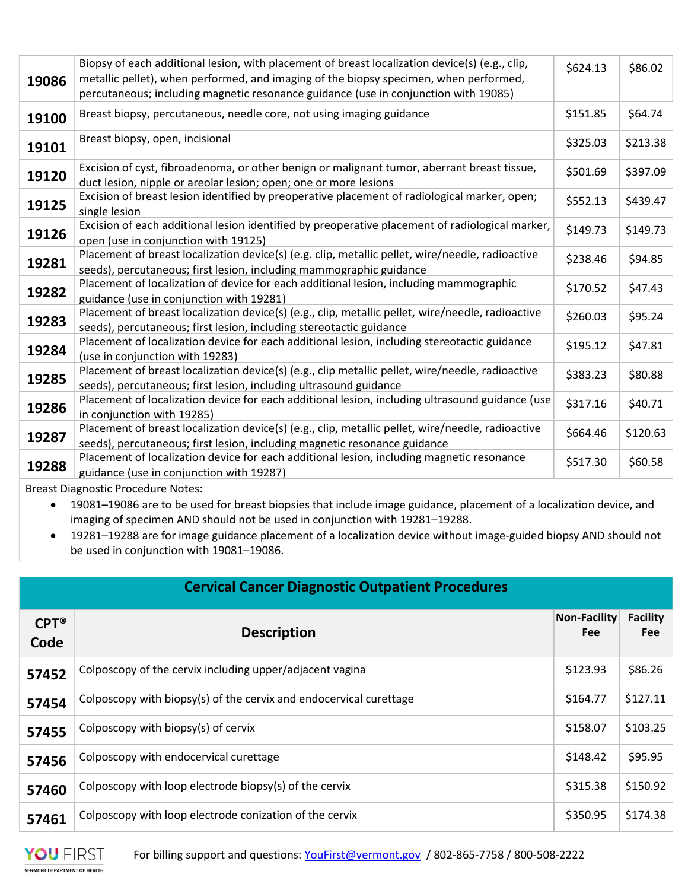| | | | |
|---|---|---|---|
| 19086 | Biopsy of each additional lesion, with placement of breast localization device(s) (e.g., clip, metallic pellet), when performed, and imaging of the biopsy specimen, when performed, percutaneous; including magnetic resonance guidance (use in conjunction with 19085) | $624.13 | $86.02 |
| 19100 | Breast biopsy, percutaneous, needle core, not using imaging guidance | $151.85 | $64.74 |
| 19101 | Breast biopsy, open, incisional | $325.03 | $213.38 |
| 19120 | Excision of cyst, fibroadenoma, or other benign or malignant tumor, aberrant breast tissue, duct lesion, nipple or areolar lesion; open; one or more lesions | $501.69 | $397.09 |
| 19125 | Excision of breast lesion identified by preoperative placement of radiological marker, open; single lesion | $552.13 | $439.47 |
| 19126 | Excision of each additional lesion identified by preoperative placement of radiological marker, open (use in conjunction with 19125) | $149.73 | $149.73 |
| 19281 | Placement of breast localization device(s) (e.g. clip, metallic pellet, wire/needle, radioactive seeds), percutaneous; first lesion, including mammographic guidance | $238.46 | $94.85 |
| 19282 | Placement of localization of device for each additional lesion, including mammographic guidance (use in conjunction with 19281) | $170.52 | $47.43 |
| 19283 | Placement of breast localization device(s) (e.g., clip, metallic pellet, wire/needle, radioactive seeds), percutaneous; first lesion, including stereotactic guidance | $260.03 | $95.24 |
| 19284 | Placement of localization device for each additional lesion, including stereotactic guidance (use in conjunction with 19283) | $195.12 | $47.81 |
| 19285 | Placement of breast localization device(s) (e.g., clip metallic pellet, wire/needle, radioactive seeds), percutaneous; first lesion, including ultrasound guidance | $383.23 | $80.88 |
| 19286 | Placement of localization device for each additional lesion, including ultrasound guidance (use in conjunction with 19285) | $317.16 | $40.71 |
| 19287 | Placement of breast localization device(s) (e.g., clip, metallic pellet, wire/needle, radioactive seeds), percutaneous; first lesion, including magnetic resonance guidance | $664.46 | $120.63 |
| 19288 | Placement of localization device for each additional lesion, including magnetic resonance guidance (use in conjunction with 19287) | $517.30 | $60.58 |

Breast Diagnostic Procedure Notes:

- 19081–19086 are to be used for breast biopsies that include image guidance, placement of a localization device, and imaging of specimen AND should not be used in conjunction with 19281–19288.
- 19281–19288 are for image guidance placement of a localization device without image-guided biopsy AND should not be used in conjunction with 19081–19086.

## Cervical Cancer Diagnostic Outpatient Procedures

| CPT® Code | Description | Non-Facility Fee | Facility Fee |
|---|---|---|---|
| 57452 | Colposcopy of the cervix including upper/adjacent vagina | $123.93 | $86.26 |
| 57454 | Colposcopy with biopsy(s) of the cervix and endocervical curettage | $164.77 | $127.11 |
| 57455 | Colposcopy with biopsy(s) of cervix | $158.07 | $103.25 |
| 57456 | Colposcopy with endocervical curettage | $148.42 | $95.95 |
| 57460 | Colposcopy with loop electrode biopsy(s) of the cervix | $315.38 | $150.92 |
| 57461 | Colposcopy with loop electrode conization of the cervix | $350.95 | $174.38 |

YOU FIRST VERMONT DEPARTMENT OF HEALTH — For billing support and questions: YouFirst@vermont.gov / 802-865-7758 / 800-508-2222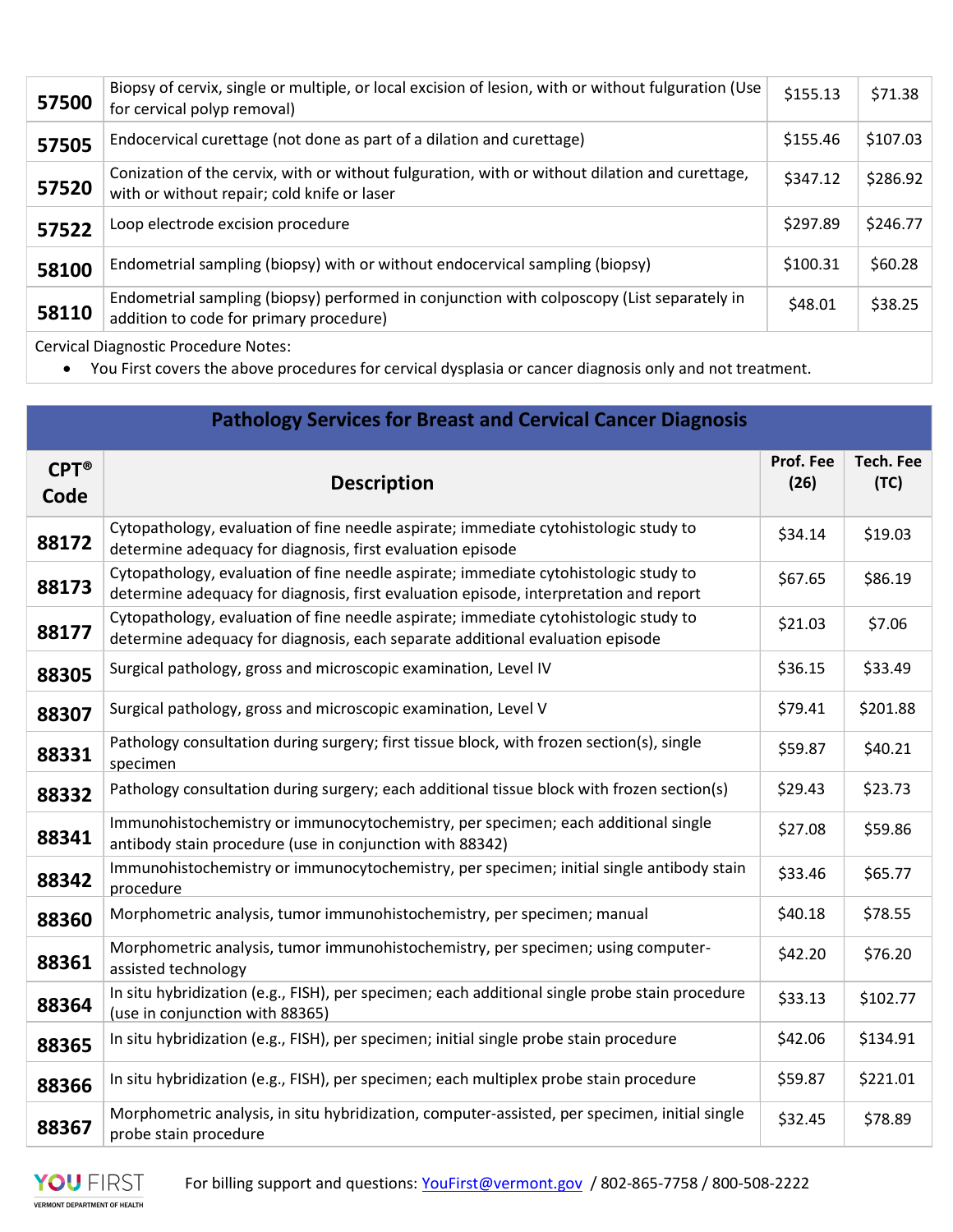| | | | |
|---|---|---|---|
| **57500** | Biopsy of cervix, single or multiple, or local excision of lesion, with or without fulguration (Use for cervical polyp removal) | $155.13 | $71.38 |
| **57505** | Endocervical curettage (not done as part of a dilation and curettage) | $155.46 | $107.03 |
| **57520** | Conization of the cervix, with or without fulguration, with or without dilation and curettage, with or without repair; cold knife or laser | $347.12 | $286.92 |
| **57522** | Loop electrode excision procedure | $297.89 | $246.77 |
| **58100** | Endometrial sampling (biopsy) with or without endocervical sampling (biopsy) | $100.31 | $60.28 |
| **58110** | Endometrial sampling (biopsy) performed in conjunction with colposcopy (List separately in addition to code for primary procedure) | $48.01 | $38.25 |

Cervical Diagnostic Procedure Notes:

- You First covers the above procedures for cervical dysplasia or cancer diagnosis only and not treatment.

## Pathology Services for Breast and Cervical Cancer Diagnosis

| CPT® Code | Description | Prof. Fee (26) | Tech. Fee (TC) |
|---|---|---|---|
| **88172** | Cytopathology, evaluation of fine needle aspirate; immediate cytohistologic study to determine adequacy for diagnosis, first evaluation episode | $34.14 | $19.03 |
| **88173** | Cytopathology, evaluation of fine needle aspirate; immediate cytohistologic study to determine adequacy for diagnosis, first evaluation episode, interpretation and report | $67.65 | $86.19 |
| **88177** | Cytopathology, evaluation of fine needle aspirate; immediate cytohistologic study to determine adequacy for diagnosis, each separate additional evaluation episode | $21.03 | $7.06 |
| **88305** | Surgical pathology, gross and microscopic examination, Level IV | $36.15 | $33.49 |
| **88307** | Surgical pathology, gross and microscopic examination, Level V | $79.41 | $201.88 |
| **88331** | Pathology consultation during surgery; first tissue block, with frozen section(s), single specimen | $59.87 | $40.21 |
| **88332** | Pathology consultation during surgery; each additional tissue block with frozen section(s) | $29.43 | $23.73 |
| **88341** | Immunohistochemistry or immunocytochemistry, per specimen; each additional single antibody stain procedure (use in conjunction with 88342) | $27.08 | $59.86 |
| **88342** | Immunohistochemistry or immunocytochemistry, per specimen; initial single antibody stain procedure | $33.46 | $65.77 |
| **88360** | Morphometric analysis, tumor immunohistochemistry, per specimen; manual | $40.18 | $78.55 |
| **88361** | Morphometric analysis, tumor immunohistochemistry, per specimen; using computer-assisted technology | $42.20 | $76.20 |
| **88364** | In situ hybridization (e.g., FISH), per specimen; each additional single probe stain procedure (use in conjunction with 88365) | $33.13 | $102.77 |
| **88365** | In situ hybridization (e.g., FISH), per specimen; initial single probe stain procedure | $42.06 | $134.91 |
| **88366** | In situ hybridization (e.g., FISH), per specimen; each multiplex probe stain procedure | $59.87 | $221.01 |
| **88367** | Morphometric analysis, in situ hybridization, computer-assisted, per specimen, initial single probe stain procedure | $32.45 | $78.89 |

For billing support and questions: YouFirst@vermont.gov / 802-865-7758 / 800-508-2222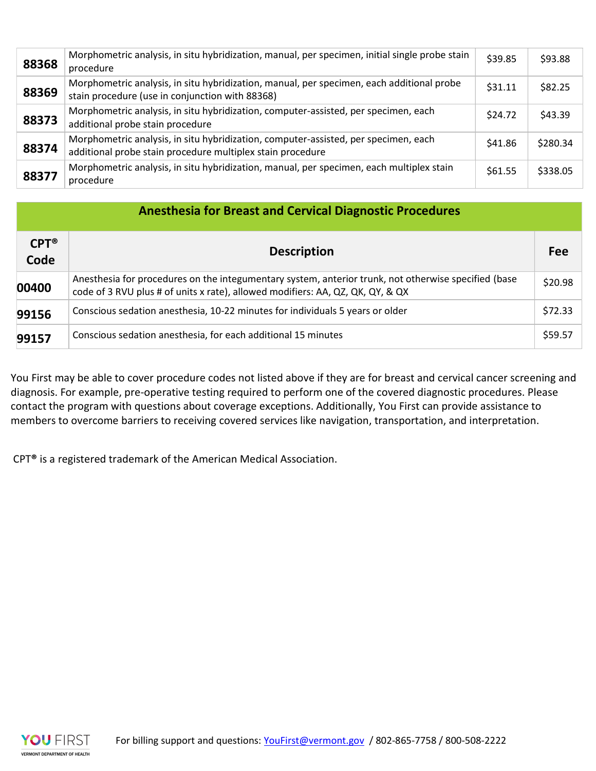| | | | |
|---|---|---|---|
| **88368** | Morphometric analysis, in situ hybridization, manual, per specimen, initial single probe stain procedure | $39.85 | $93.88 |
| **88369** | Morphometric analysis, in situ hybridization, manual, per specimen, each additional probe stain procedure (use in conjunction with 88368) | $31.11 | $82.25 |
| **88373** | Morphometric analysis, in situ hybridization, computer-assisted, per specimen, each additional probe stain procedure | $24.72 | $43.39 |
| **88374** | Morphometric analysis, in situ hybridization, computer-assisted, per specimen, each additional probe stain procedure multiplex stain procedure | $41.86 | $280.34 |
| **88377** | Morphometric analysis, in situ hybridization, manual, per specimen, each multiplex stain procedure | $61.55 | $338.05 |

## Anesthesia for Breast and Cervical Diagnostic Procedures

| CPT® Code | Description | Fee |
|---|---|---|
| **00400** | Anesthesia for procedures on the integumentary system, anterior trunk, not otherwise specified (base code of 3 RVU plus # of units x rate), allowed modifiers: AA, QZ, QK, QY, & QX | $20.98 |
| **99156** | Conscious sedation anesthesia, 10-22 minutes for individuals 5 years or older | $72.33 |
| **99157** | Conscious sedation anesthesia, for each additional 15 minutes | $59.57 |

You First may be able to cover procedure codes not listed above if they are for breast and cervical cancer screening and diagnosis. For example, pre-operative testing required to perform one of the covered diagnostic procedures. Please contact the program with questions about coverage exceptions. Additionally, You First can provide assistance to members to overcome barriers to receiving covered services like navigation, transportation, and interpretation.

CPT® is a registered trademark of the American Medical Association.

For billing support and questions: YouFirst@vermont.gov / 802-865-7758 / 800-508-2222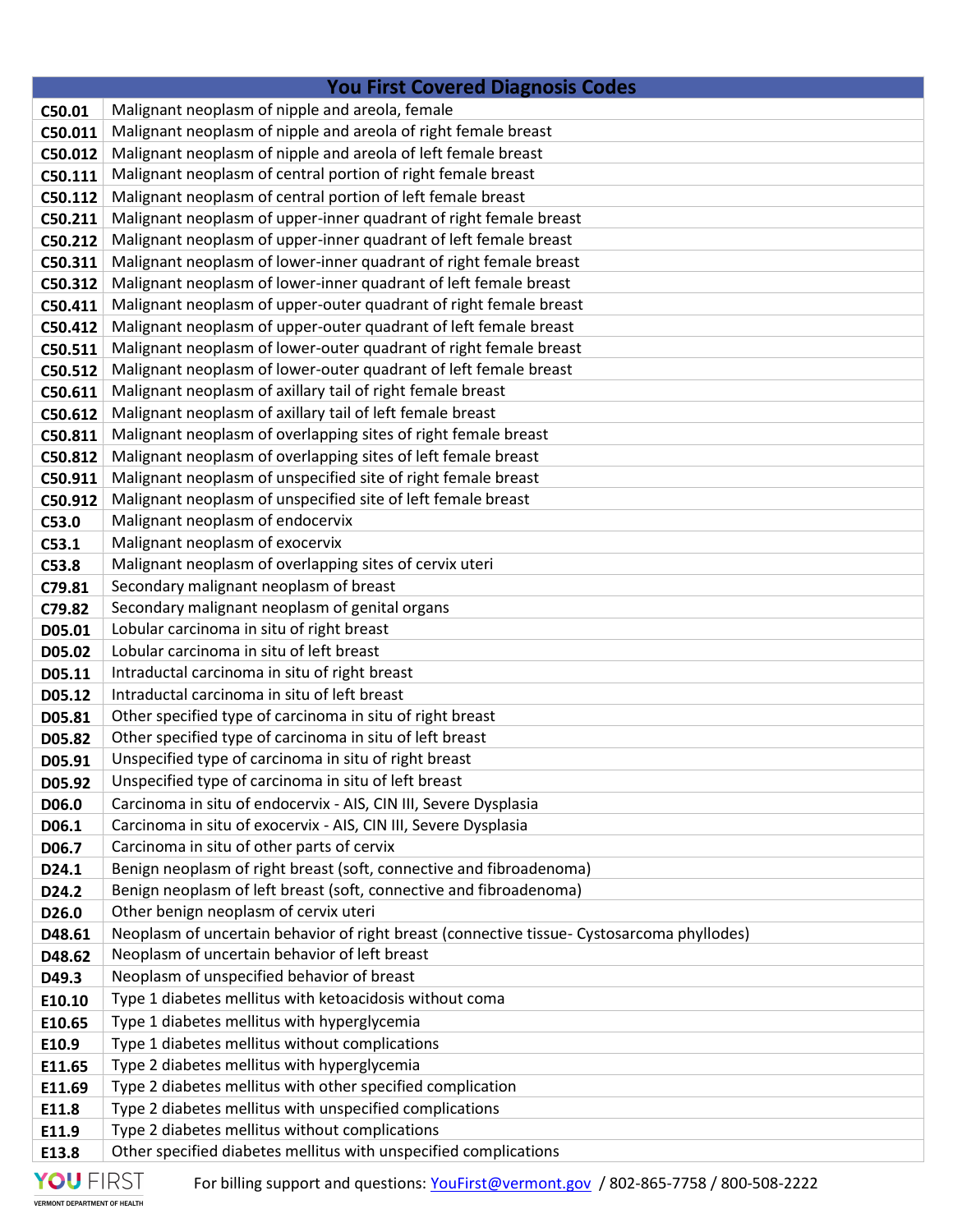| You First Covered Diagnosis Codes | |
|---|---|
| C50.01 | Malignant neoplasm of nipple and areola, female |
| C50.011 | Malignant neoplasm of nipple and areola of right female breast |
| C50.012 | Malignant neoplasm of nipple and areola of left female breast |
| C50.111 | Malignant neoplasm of central portion of right female breast |
| C50.112 | Malignant neoplasm of central portion of left female breast |
| C50.211 | Malignant neoplasm of upper-inner quadrant of right female breast |
| C50.212 | Malignant neoplasm of upper-inner quadrant of left female breast |
| C50.311 | Malignant neoplasm of lower-inner quadrant of right female breast |
| C50.312 | Malignant neoplasm of lower-inner quadrant of left female breast |
| C50.411 | Malignant neoplasm of upper-outer quadrant of right female breast |
| C50.412 | Malignant neoplasm of upper-outer quadrant of left female breast |
| C50.511 | Malignant neoplasm of lower-outer quadrant of right female breast |
| C50.512 | Malignant neoplasm of lower-outer quadrant of left female breast |
| C50.611 | Malignant neoplasm of axillary tail of right female breast |
| C50.612 | Malignant neoplasm of axillary tail of left female breast |
| C50.811 | Malignant neoplasm of overlapping sites of right female breast |
| C50.812 | Malignant neoplasm of overlapping sites of left female breast |
| C50.911 | Malignant neoplasm of unspecified site of right female breast |
| C50.912 | Malignant neoplasm of unspecified site of left female breast |
| C53.0 | Malignant neoplasm of endocervix |
| C53.1 | Malignant neoplasm of exocervix |
| C53.8 | Malignant neoplasm of overlapping sites of cervix uteri |
| C79.81 | Secondary malignant neoplasm of breast |
| C79.82 | Secondary malignant neoplasm of genital organs |
| D05.01 | Lobular carcinoma in situ of right breast |
| D05.02 | Lobular carcinoma in situ of left breast |
| D05.11 | Intraductal carcinoma in situ of right breast |
| D05.12 | Intraductal carcinoma in situ of left breast |
| D05.81 | Other specified type of carcinoma in situ of right breast |
| D05.82 | Other specified type of carcinoma in situ of left breast |
| D05.91 | Unspecified type of carcinoma in situ of right breast |
| D05.92 | Unspecified type of carcinoma in situ of left breast |
| D06.0 | Carcinoma in situ of endocervix - AIS, CIN III, Severe Dysplasia |
| D06.1 | Carcinoma in situ of exocervix - AIS, CIN III, Severe Dysplasia |
| D06.7 | Carcinoma in situ of other parts of cervix |
| D24.1 | Benign neoplasm of right breast (soft, connective and fibroadenoma) |
| D24.2 | Benign neoplasm of left breast (soft, connective and fibroadenoma) |
| D26.0 | Other benign neoplasm of cervix uteri |
| D48.61 | Neoplasm of uncertain behavior of right breast (connective tissue- Cystosarcoma phyllodes) |
| D48.62 | Neoplasm of uncertain behavior of left breast |
| D49.3 | Neoplasm of unspecified behavior of breast |
| E10.10 | Type 1 diabetes mellitus with ketoacidosis without coma |
| E10.65 | Type 1 diabetes mellitus with hyperglycemia |
| E10.9 | Type 1 diabetes mellitus without complications |
| E11.65 | Type 2 diabetes mellitus with hyperglycemia |
| E11.69 | Type 2 diabetes mellitus with other specified complication |
| E11.8 | Type 2 diabetes mellitus with unspecified complications |
| E11.9 | Type 2 diabetes mellitus without complications |
| E13.8 | Other specified diabetes mellitus with unspecified complications |

YOU FIRST VERMONT DEPARTMENT OF HEALTH — For billing support and questions: YouFirst@vermont.gov / 802-865-7758 / 800-508-2222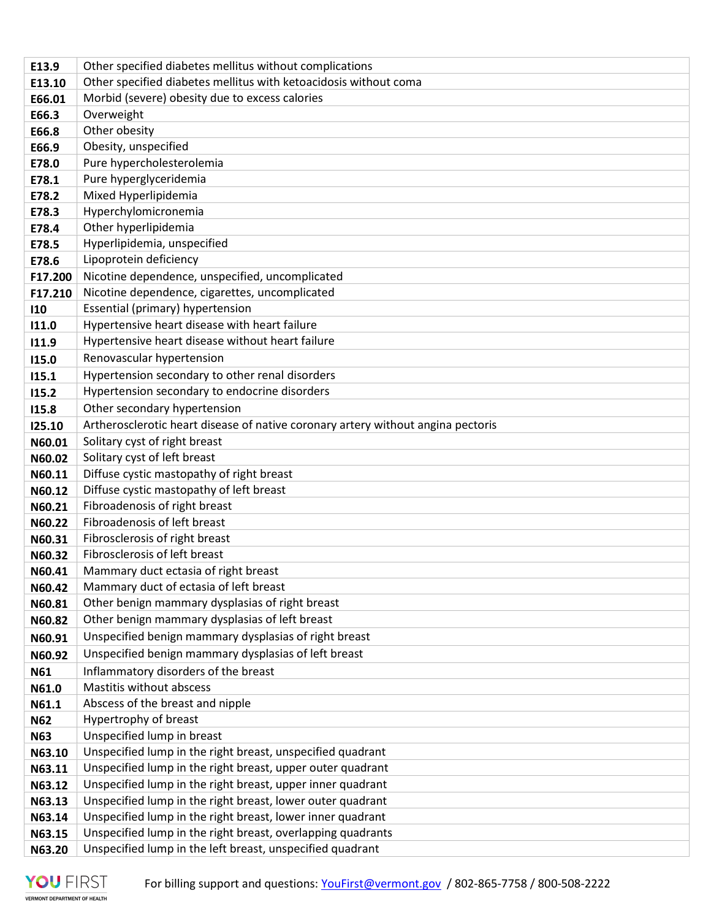| | |
|---|---|
| **E13.9** | Other specified diabetes mellitus without complications |
| **E13.10** | Other specified diabetes mellitus with ketoacidosis without coma |
| **E66.01** | Morbid (severe) obesity due to excess calories |
| **E66.3** | Overweight |
| **E66.8** | Other obesity |
| **E66.9** | Obesity, unspecified |
| **E78.0** | Pure hypercholesterolemia |
| **E78.1** | Pure hyperglyceridemia |
| **E78.2** | Mixed Hyperlipidemia |
| **E78.3** | Hyperchylomicronemia |
| **E78.4** | Other hyperlipidemia |
| **E78.5** | Hyperlipidemia, unspecified |
| **E78.6** | Lipoprotein deficiency |
| **F17.200** | Nicotine dependence, unspecified, uncomplicated |
| **F17.210** | Nicotine dependence, cigarettes, uncomplicated |
| **I10** | Essential (primary) hypertension |
| **I11.0** | Hypertensive heart disease with heart failure |
| **I11.9** | Hypertensive heart disease without heart failure |
| **I15.0** | Renovascular hypertension |
| **I15.1** | Hypertension secondary to other renal disorders |
| **I15.2** | Hypertension secondary to endocrine disorders |
| **I15.8** | Other secondary hypertension |
| **I25.10** | Artherosclerotic heart disease of native coronary artery without angina pectoris |
| **N60.01** | Solitary cyst of right breast |
| **N60.02** | Solitary cyst of left breast |
| **N60.11** | Diffuse cystic mastopathy of right breast |
| **N60.12** | Diffuse cystic mastopathy of left breast |
| **N60.21** | Fibroadenosis of right breast |
| **N60.22** | Fibroadenosis of left breast |
| **N60.31** | Fibrosclerosis of right breast |
| **N60.32** | Fibrosclerosis of left breast |
| **N60.41** | Mammary duct ectasia of right breast |
| **N60.42** | Mammary duct of ectasia of left breast |
| **N60.81** | Other benign mammary dysplasias of right breast |
| **N60.82** | Other benign mammary dysplasias of left breast |
| **N60.91** | Unspecified benign mammary dysplasias of right breast |
| **N60.92** | Unspecified benign mammary dysplasias of left breast |
| **N61** | Inflammatory disorders of the breast |
| **N61.0** | Mastitis without abscess |
| **N61.1** | Abscess of the breast and nipple |
| **N62** | Hypertrophy of breast |
| **N63** | Unspecified lump in breast |
| **N63.10** | Unspecified lump in the right breast, unspecified quadrant |
| **N63.11** | Unspecified lump in the right breast, upper outer quadrant |
| **N63.12** | Unspecified lump in the right breast, upper inner quadrant |
| **N63.13** | Unspecified lump in the right breast, lower outer quadrant |
| **N63.14** | Unspecified lump in the right breast, lower inner quadrant |
| **N63.15** | Unspecified lump in the right breast, overlapping quadrants |
| **N63.20** | Unspecified lump in the left breast, unspecified quadrant |

For billing support and questions: YouFirst@vermont.gov / 802-865-7758 / 800-508-2222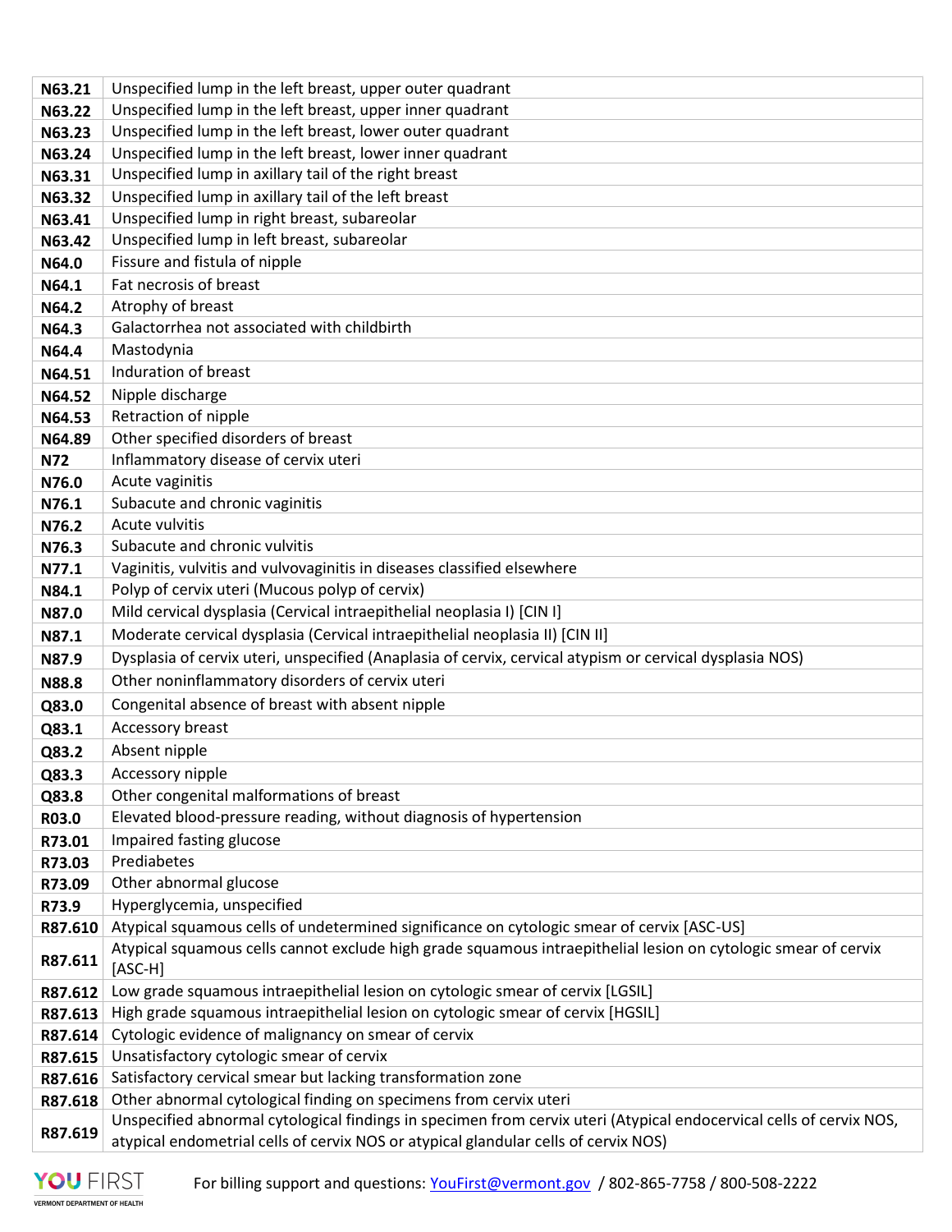| | |
|---|---|
| **N63.21** | Unspecified lump in the left breast, upper outer quadrant |
| **N63.22** | Unspecified lump in the left breast, upper inner quadrant |
| **N63.23** | Unspecified lump in the left breast, lower outer quadrant |
| **N63.24** | Unspecified lump in the left breast, lower inner quadrant |
| **N63.31** | Unspecified lump in axillary tail of the right breast |
| **N63.32** | Unspecified lump in axillary tail of the left breast |
| **N63.41** | Unspecified lump in right breast, subareolar |
| **N63.42** | Unspecified lump in left breast, subareolar |
| **N64.0** | Fissure and fistula of nipple |
| **N64.1** | Fat necrosis of breast |
| **N64.2** | Atrophy of breast |
| **N64.3** | Galactorrhea not associated with childbirth |
| **N64.4** | Mastodynia |
| **N64.51** | Induration of breast |
| **N64.52** | Nipple discharge |
| **N64.53** | Retraction of nipple |
| **N64.89** | Other specified disorders of breast |
| **N72** | Inflammatory disease of cervix uteri |
| **N76.0** | Acute vaginitis |
| **N76.1** | Subacute and chronic vaginitis |
| **N76.2** | Acute vulvitis |
| **N76.3** | Subacute and chronic vulvitis |
| **N77.1** | Vaginitis, vulvitis and vulvovaginitis in diseases classified elsewhere |
| **N84.1** | Polyp of cervix uteri (Mucous polyp of cervix) |
| **N87.0** | Mild cervical dysplasia (Cervical intraepithelial neoplasia I) [CIN I] |
| **N87.1** | Moderate cervical dysplasia (Cervical intraepithelial neoplasia II) [CIN II] |
| **N87.9** | Dysplasia of cervix uteri, unspecified (Anaplasia of cervix, cervical atypism or cervical dysplasia NOS) |
| **N88.8** | Other noninflammatory disorders of cervix uteri |
| **Q83.0** | Congenital absence of breast with absent nipple |
| **Q83.1** | Accessory breast |
| **Q83.2** | Absent nipple |
| **Q83.3** | Accessory nipple |
| **Q83.8** | Other congenital malformations of breast |
| **R03.0** | Elevated blood-pressure reading, without diagnosis of hypertension |
| **R73.01** | Impaired fasting glucose |
| **R73.03** | Prediabetes |
| **R73.09** | Other abnormal glucose |
| **R73.9** | Hyperglycemia, unspecified |
| **R87.610** | Atypical squamous cells of undetermined significance on cytologic smear of cervix [ASC-US] |
| **R87.611** | Atypical squamous cells cannot exclude high grade squamous intraepithelial lesion on cytologic smear of cervix [ASC-H] |
| **R87.612** | Low grade squamous intraepithelial lesion on cytologic smear of cervix [LGSIL] |
| **R87.613** | High grade squamous intraepithelial lesion on cytologic smear of cervix [HGSIL] |
| **R87.614** | Cytologic evidence of malignancy on smear of cervix |
| **R87.615** | Unsatisfactory cytologic smear of cervix |
| **R87.616** | Satisfactory cervical smear but lacking transformation zone |
| **R87.618** | Other abnormal cytological finding on specimens from cervix uteri |
| **R87.619** | Unspecified abnormal cytological findings in specimen from cervix uteri (Atypical endocervical cells of cervix NOS, atypical endometrial cells of cervix NOS or atypical glandular cells of cervix NOS) |

For billing support and questions: YouFirst@vermont.gov / 802-865-7758 / 800-508-2222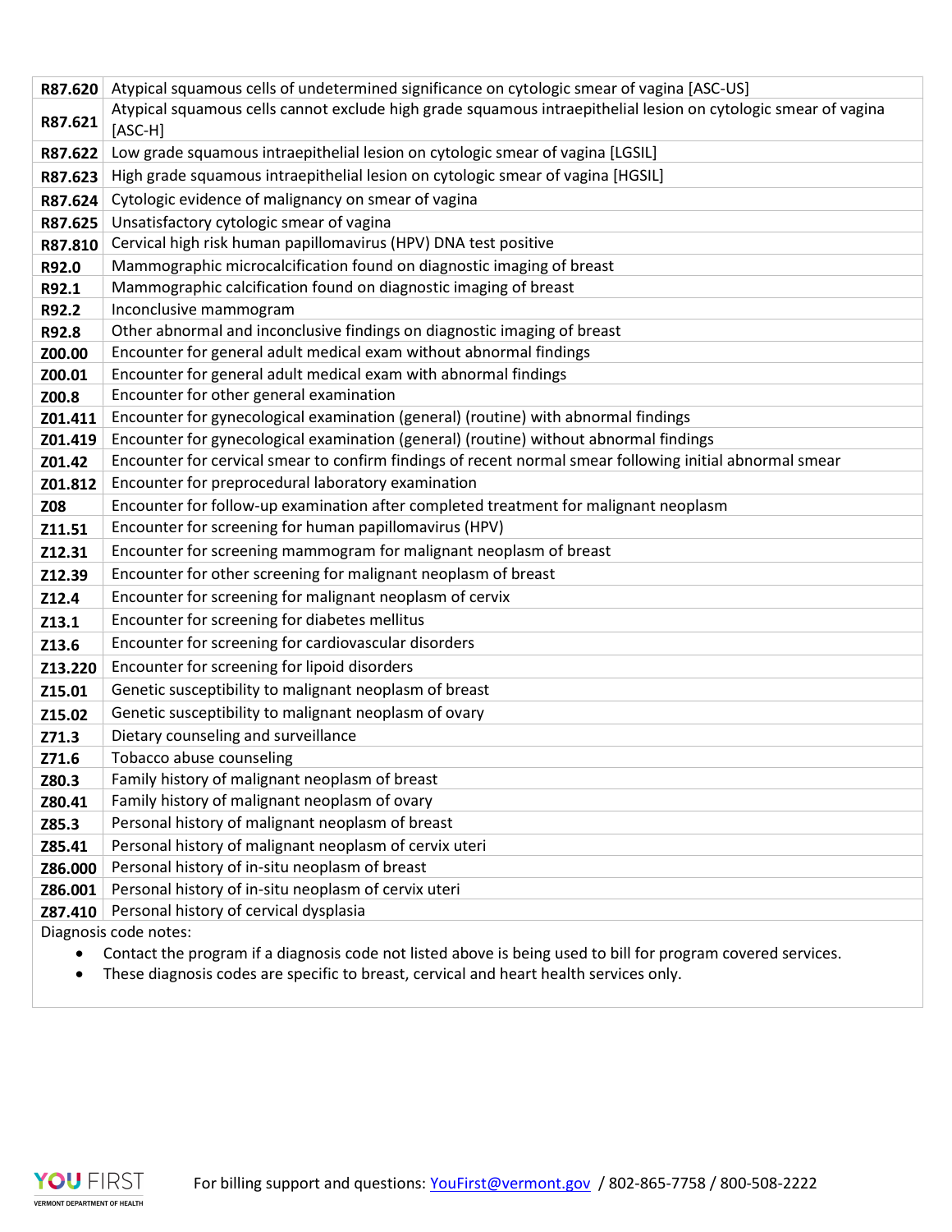| | |
|---|---|
| **R87.620** | Atypical squamous cells of undetermined significance on cytologic smear of vagina [ASC-US] |
| **R87.621** | Atypical squamous cells cannot exclude high grade squamous intraepithelial lesion on cytologic smear of vagina [ASC-H] |
| **R87.622** | Low grade squamous intraepithelial lesion on cytologic smear of vagina [LGSIL] |
| **R87.623** | High grade squamous intraepithelial lesion on cytologic smear of vagina [HGSIL] |
| **R87.624** | Cytologic evidence of malignancy on smear of vagina |
| **R87.625** | Unsatisfactory cytologic smear of vagina |
| **R87.810** | Cervical high risk human papillomavirus (HPV) DNA test positive |
| **R92.0** | Mammographic microcalcification found on diagnostic imaging of breast |
| **R92.1** | Mammographic calcification found on diagnostic imaging of breast |
| **R92.2** | Inconclusive mammogram |
| **R92.8** | Other abnormal and inconclusive findings on diagnostic imaging of breast |
| **Z00.00** | Encounter for general adult medical exam without abnormal findings |
| **Z00.01** | Encounter for general adult medical exam with abnormal findings |
| **Z00.8** | Encounter for other general examination |
| **Z01.411** | Encounter for gynecological examination (general) (routine) with abnormal findings |
| **Z01.419** | Encounter for gynecological examination (general) (routine) without abnormal findings |
| **Z01.42** | Encounter for cervical smear to confirm findings of recent normal smear following initial abnormal smear |
| **Z01.812** | Encounter for preprocedural laboratory examination |
| **Z08** | Encounter for follow-up examination after completed treatment for malignant neoplasm |
| **Z11.51** | Encounter for screening for human papillomavirus (HPV) |
| **Z12.31** | Encounter for screening mammogram for malignant neoplasm of breast |
| **Z12.39** | Encounter for other screening for malignant neoplasm of breast |
| **Z12.4** | Encounter for screening for malignant neoplasm of cervix |
| **Z13.1** | Encounter for screening for diabetes mellitus |
| **Z13.6** | Encounter for screening for cardiovascular disorders |
| **Z13.220** | Encounter for screening for lipoid disorders |
| **Z15.01** | Genetic susceptibility to malignant neoplasm of breast |
| **Z15.02** | Genetic susceptibility to malignant neoplasm of ovary |
| **Z71.3** | Dietary counseling and surveillance |
| **Z71.6** | Tobacco abuse counseling |
| **Z80.3** | Family history of malignant neoplasm of breast |
| **Z80.41** | Family history of malignant neoplasm of ovary |
| **Z85.3** | Personal history of malignant neoplasm of breast |
| **Z85.41** | Personal history of malignant neoplasm of cervix uteri |
| **Z86.000** | Personal history of in-situ neoplasm of breast |
| **Z86.001** | Personal history of in-situ neoplasm of cervix uteri |
| **Z87.410** | Personal history of cervical dysplasia |

Diagnosis code notes:

- Contact the program if a diagnosis code not listed above is being used to bill for program covered services.
- These diagnosis codes are specific to breast, cervical and heart health services only.

For billing support and questions: YouFirst@vermont.gov / 802-865-7758 / 800-508-2222